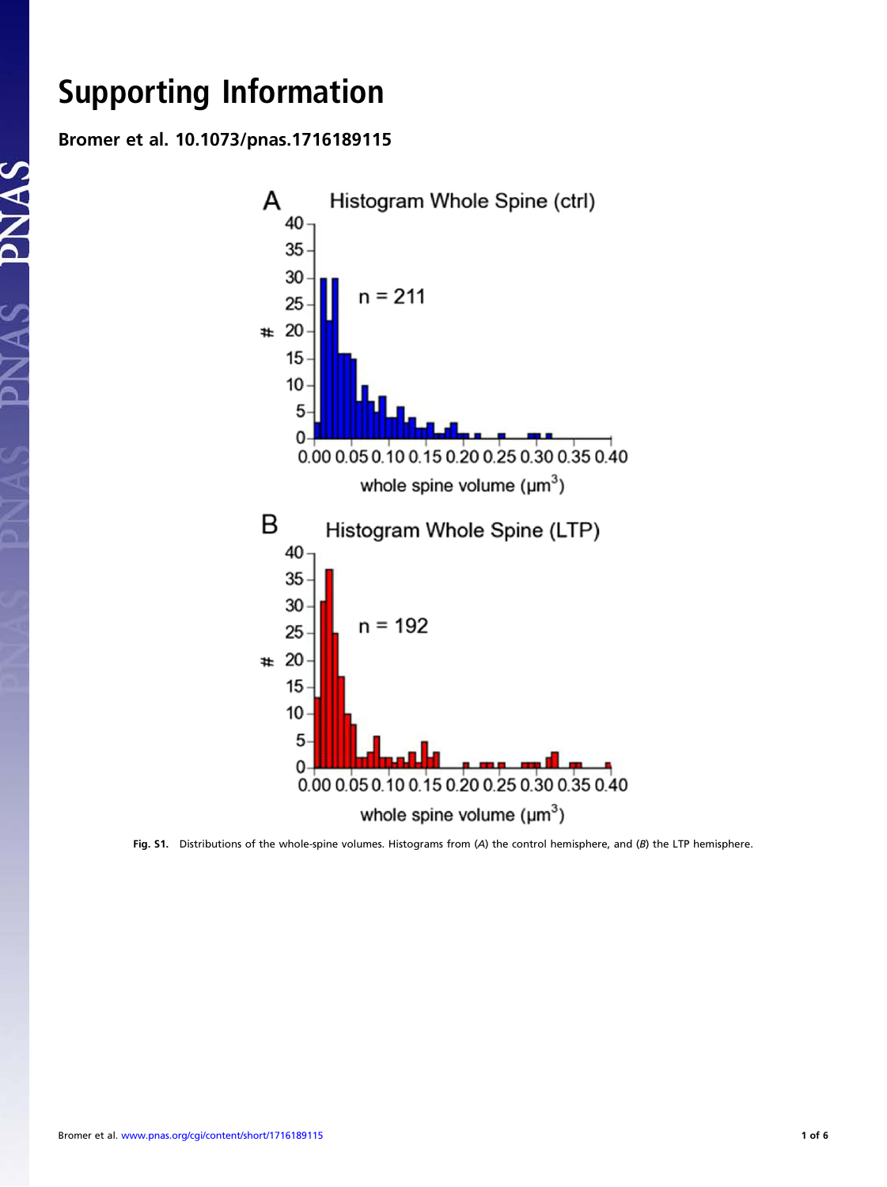# Supporting Information

## Bromer et al. 10.1073/pnas.1716189115

**Fig. S1.** Distributions of the whole-spine volumes. Histograms from (*A*) the control hemisphere, and (*B*) the LTP hemisphere.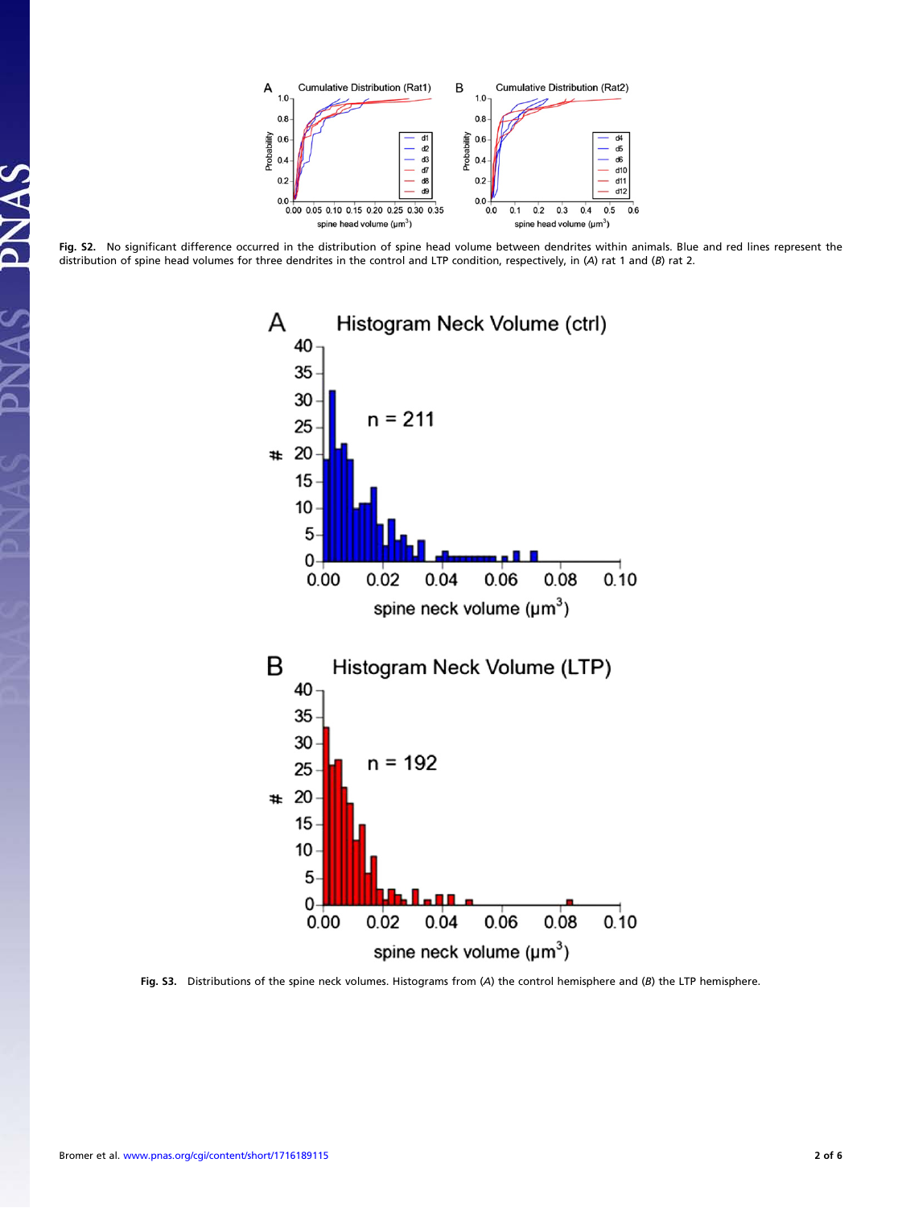**Fig. S2.** No significant difference occurred in the distribution of spine head volume between dendrites within animals. Blue and red lines represent the distribution of spine head volumes for three dendrites in the control and LTP condition, respectively, in (*A*) rat 1 and (*B*) rat 2.

**Fig. S3.** Distributions of the spine neck volumes. Histograms from (*A*) the control hemisphere and (*B*) the LTP hemisphere.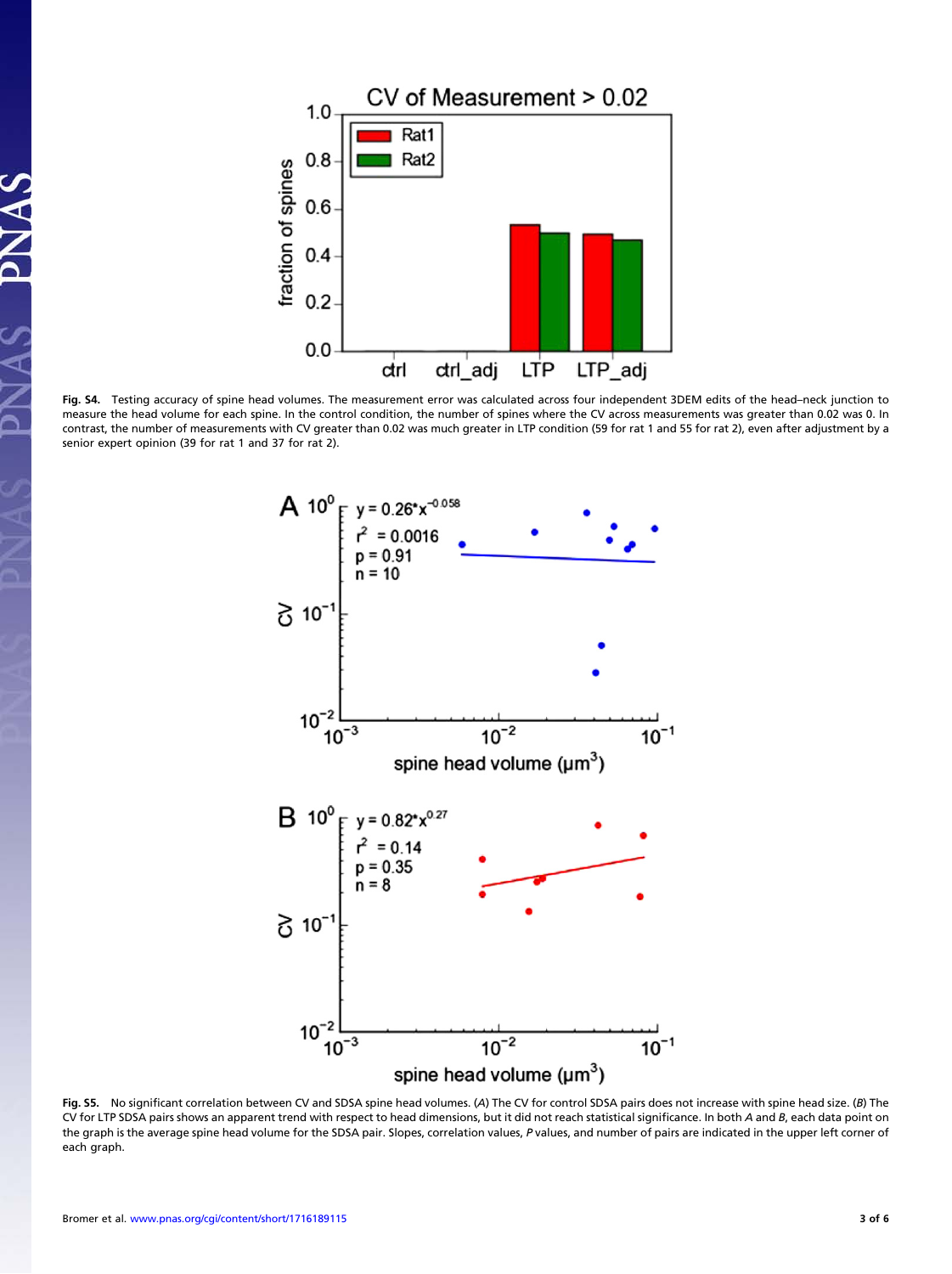**Fig. S4.** Testing accuracy of spine head volumes. The measurement error was calculated across four independent 3DEM edits of the head–neck junction to measure the head volume for each spine. In the control condition, the number of spines where the CV across measurements was greater than 0.02 was 0. In contrast, the number of measurements with CV greater than 0.02 was much greater in LTP condition (59 for rat 1 and 55 for rat 2), even after adjustment by a senior expert opinion (39 for rat 1 and 37 for rat 2).

**Fig. S5.** No significant correlation between CV and SDSA spine head volumes. (*A*) The CV for control SDSA pairs does not increase with spine head size. (*B*) The CV for LTP SDSA pairs shows an apparent trend with respect to head dimensions, but it did not reach statistical significance. In both *A* and *B*, each data point on the graph is the average spine head volume for the SDSA pair. Slopes, correlation values, *P* values, and number of pairs are indicated in the upper left corner of each graph.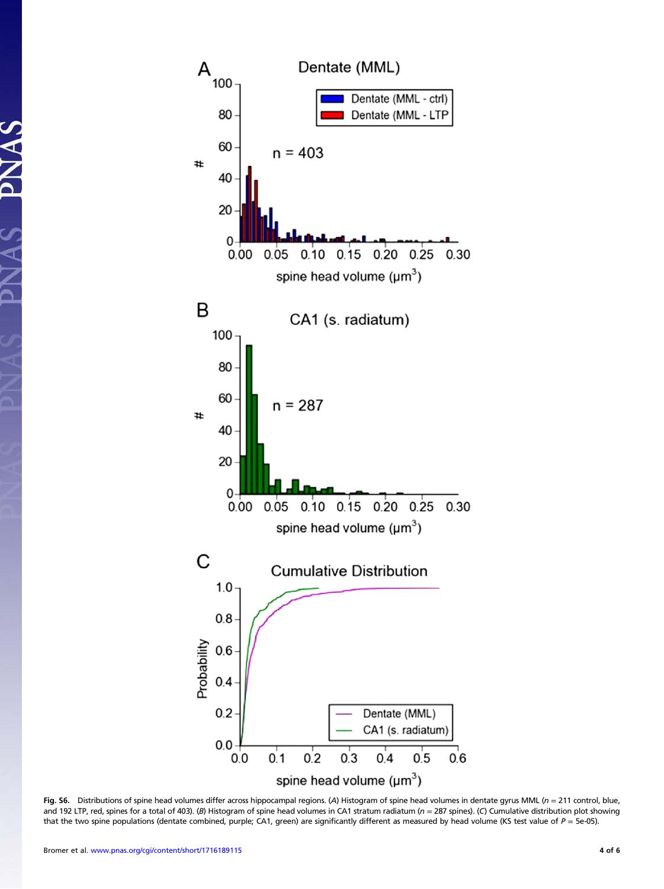**Fig. S6.** Distributions of spine head volumes differ across hippocampal regions. (*A*) Histogram of spine head volumes in dentate gyrus MML ($n$ = 211 control, blue, and 192 LTP, red, spines for a total of 403). (*B*) Histogram of spine head volumes in CA1 stratum radiatum ($n$ = 287 spines). (*C*) Cumulative distribution plot showing that the two spine populations (dentate combined, purple; CA1, green) are significantly different as measured by head volume (KS test value of $P$ = 5e-05).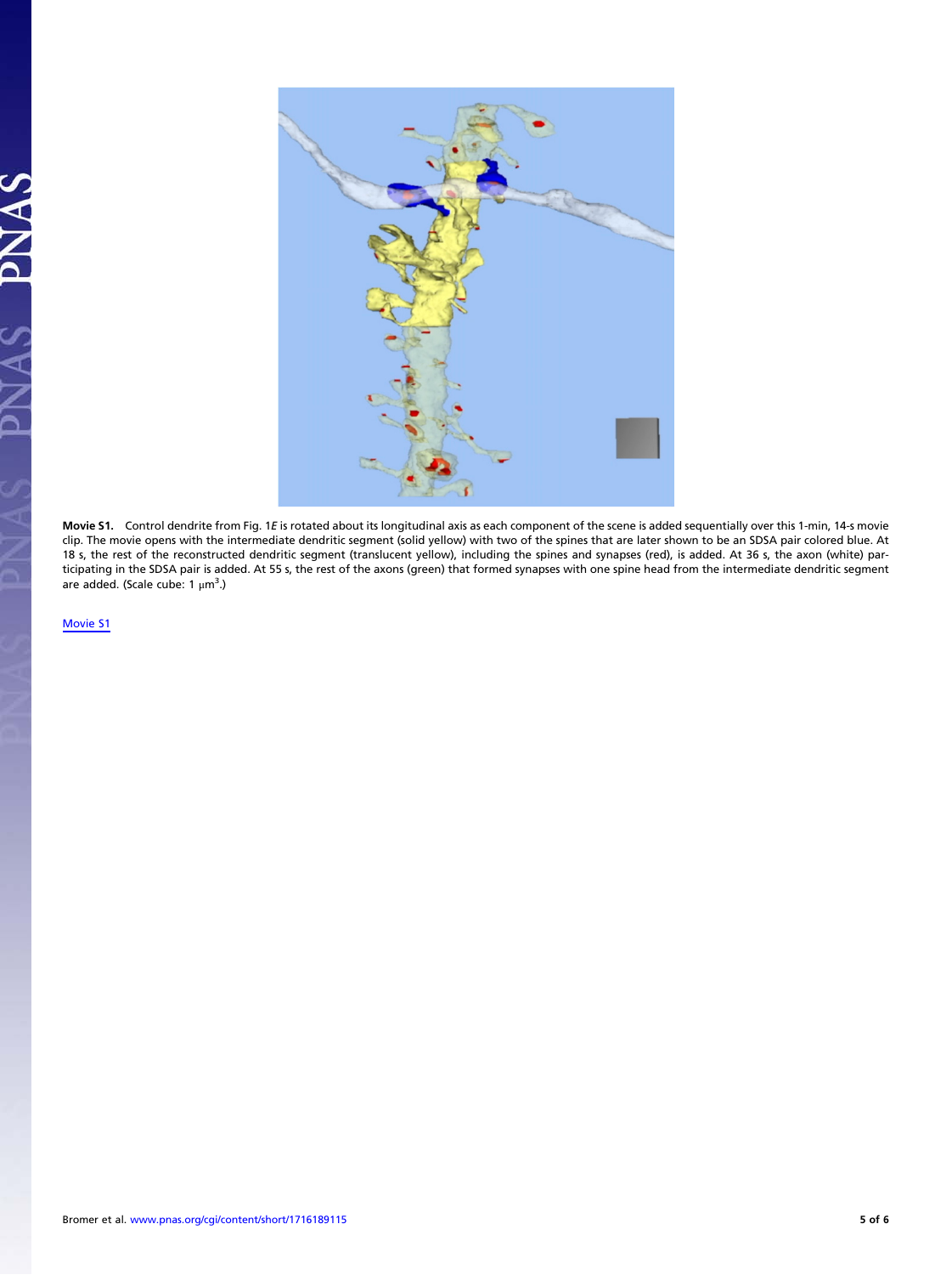**Movie S1.** Control dendrite from Fig. 1*E* is rotated about its longitudinal axis as each component of the scene is added sequentially over this 1-min, 14-s movie clip. The movie opens with the intermediate dendritic segment (solid yellow) with two of the spines that are later shown to be an SDSA pair colored blue. At 18 s, the rest of the reconstructed dendritic segment (translucent yellow), including the spines and synapses (red), is added. At 36 s, the axon (white) participating in the SDSA pair is added. At 55 s, the rest of the axons (green) that formed synapses with one spine head from the intermediate dendritic segment are added. (Scale cube: 1 $\mu m^3$.)

Movie S1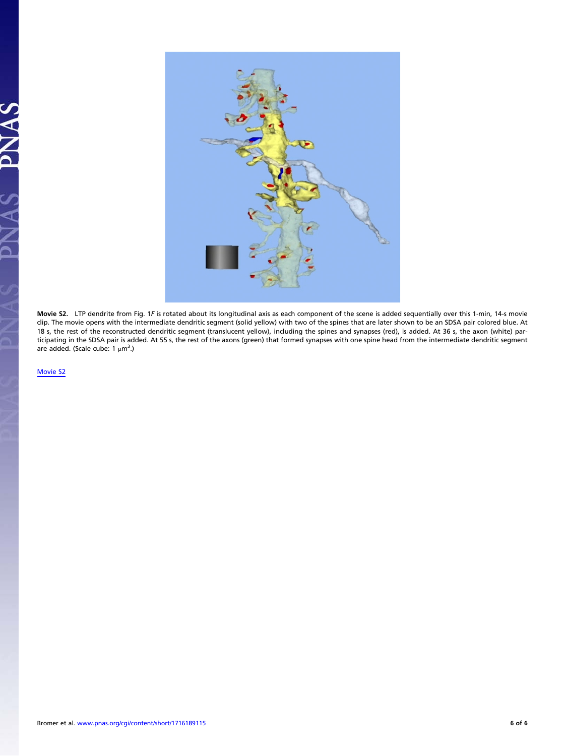**Movie S2.** LTP dendrite from Fig. 1*F* is rotated about its longitudinal axis as each component of the scene is added sequentially over this 1-min, 14-s movie clip. The movie opens with the intermediate dendritic segment (solid yellow) with two of the spines that are later shown to be an SDSA pair colored blue. At 18 s, the rest of the reconstructed dendritic segment (translucent yellow), including the spines and synapses (red), is added. At 36 s, the axon (white) participating in the SDSA pair is added. At 55 s, the rest of the axons (green) that formed synapses with one spine head from the intermediate dendritic segment are added. (Scale cube: 1 $\mu m^3$.)

Movie S2